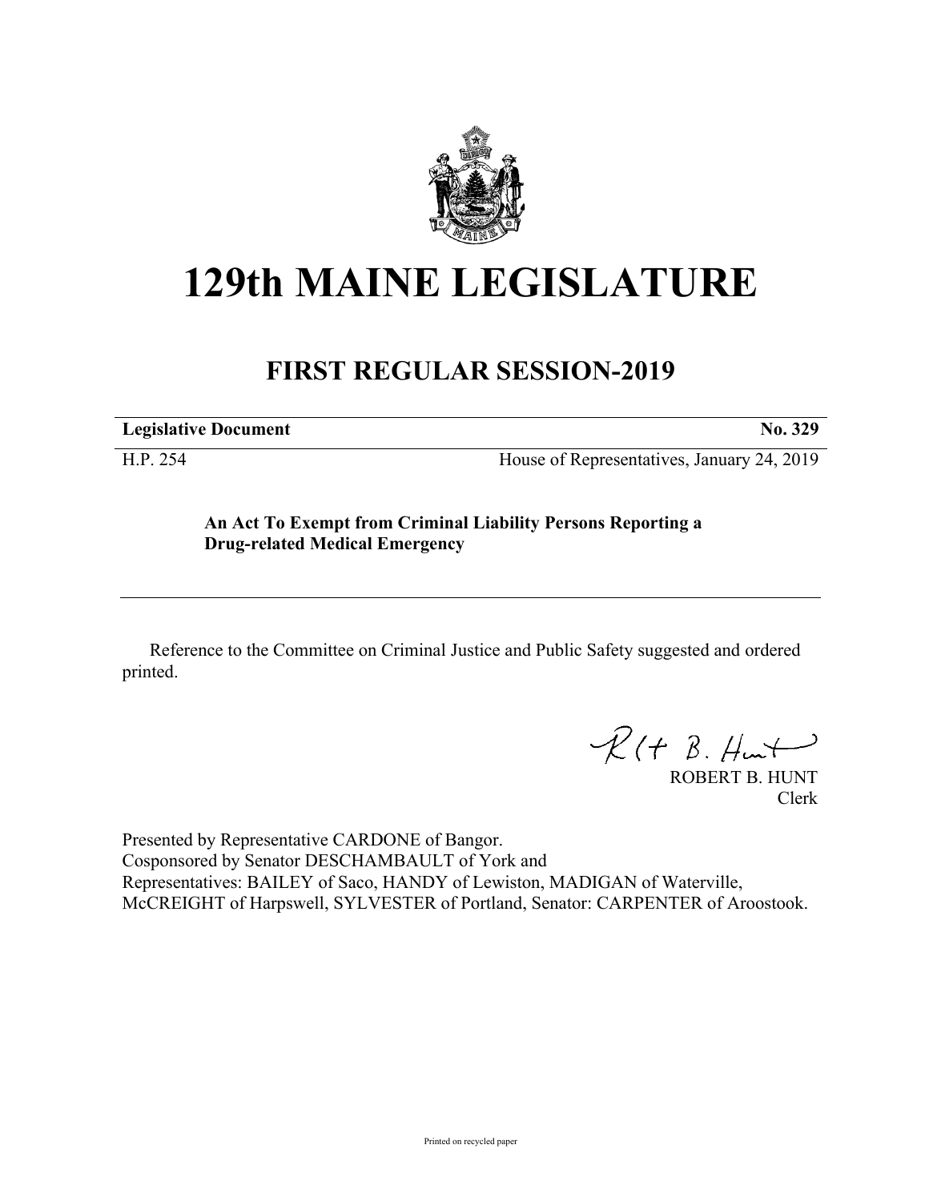# 129th MAINE LEGISLATURE

## FIRST REGULAR SESSION-2019

**Legislative Document** **No. 329**

H.P. 254 House of Representatives, January 24, 2019

**An Act To Exempt from Criminal Liability Persons Reporting a Drug-related Medical Emergency**

Reference to the Committee on Criminal Justice and Public Safety suggested and ordered printed.

ROBERT B. HUNT
Clerk

Presented by Representative CARDONE of Bangor.
Cosponsored by Senator DESCHAMBAULT of York and
Representatives: BAILEY of Saco, HANDY of Lewiston, MADIGAN of Waterville, McCREIGHT of Harpswell, SYLVESTER of Portland, Senator: CARPENTER of Aroostook.

Printed on recycled paper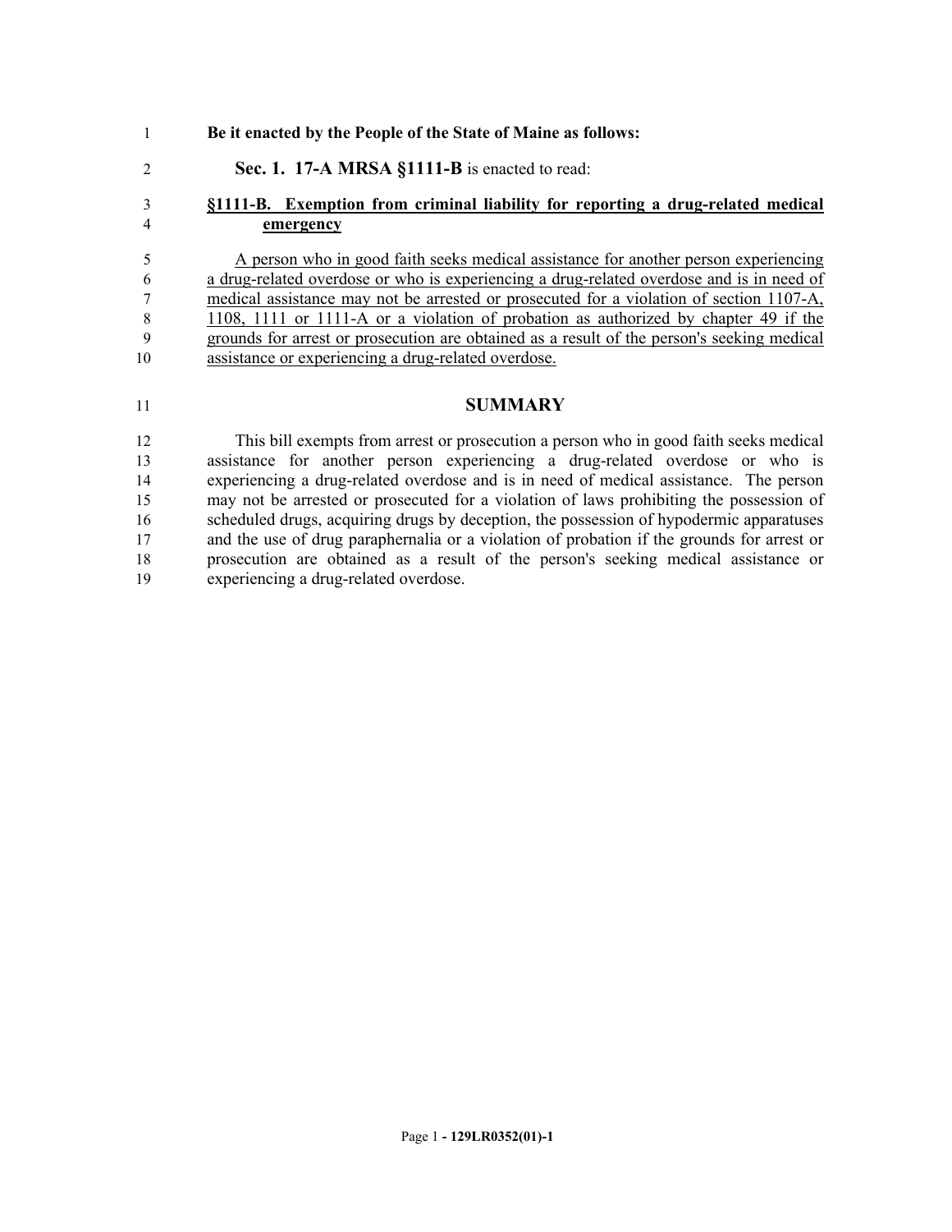**Be it enacted by the People of the State of Maine as follows:**

**Sec. 1. 17-A MRSA §1111-B** is enacted to read:

**§1111-B. Exemption from criminal liability for reporting a drug-related medical emergency**

A person who in good faith seeks medical assistance for another person experiencing a drug-related overdose or who is experiencing a drug-related overdose and is in need of medical assistance may not be arrested or prosecuted for a violation of section 1107-A, 1108, 1111 or 1111-A or a violation of probation as authorized by chapter 49 if the grounds for arrest or prosecution are obtained as a result of the person's seeking medical assistance or experiencing a drug-related overdose.

## SUMMARY

This bill exempts from arrest or prosecution a person who in good faith seeks medical assistance for another person experiencing a drug-related overdose or who is experiencing a drug-related overdose and is in need of medical assistance. The person may not be arrested or prosecuted for a violation of laws prohibiting the possession of scheduled drugs, acquiring drugs by deception, the possession of hypodermic apparatuses and the use of drug paraphernalia or a violation of probation if the grounds for arrest or prosecution are obtained as a result of the person's seeking medical assistance or experiencing a drug-related overdose.